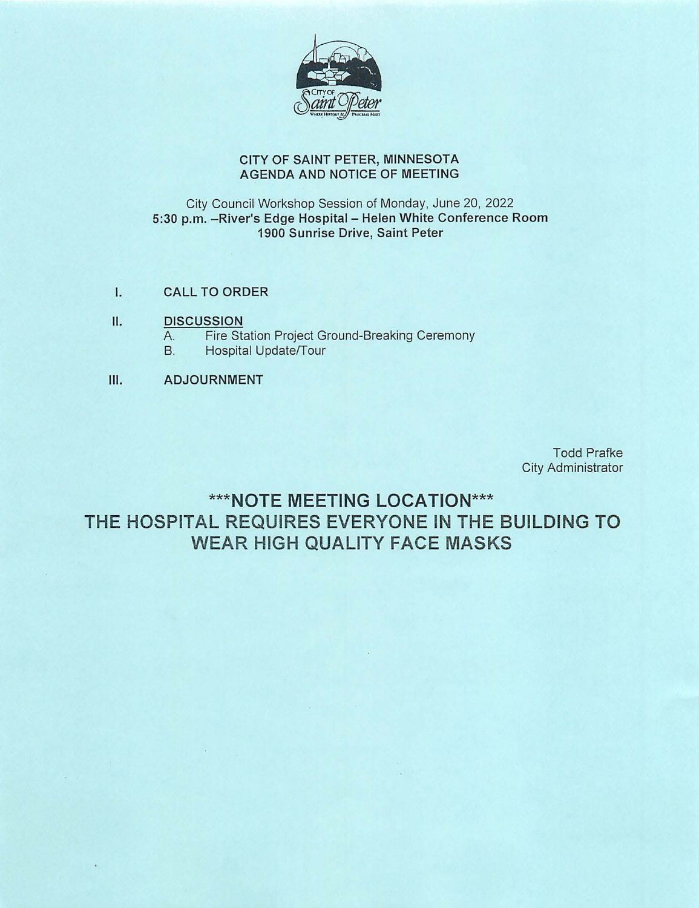## CITY OF SAINT PETER, MINNESOTA
## AGENDA AND NOTICE OF MEETING

City Council Workshop Session of Monday, June 20, 2022
**5:30 p.m. –River's Edge Hospital – Helen White Conference Room**
**1900 Sunrise Drive, Saint Peter**

I. **CALL TO ORDER**

II. **DISCUSSION**
   A. Fire Station Project Ground-Breaking Ceremony
   B. Hospital Update/Tour

III. **ADJOURNMENT**

Todd Prafke
City Administrator

## ***NOTE MEETING LOCATION***
## THE HOSPITAL REQUIRES EVERYONE IN THE BUILDING TO WEAR HIGH QUALITY FACE MASKS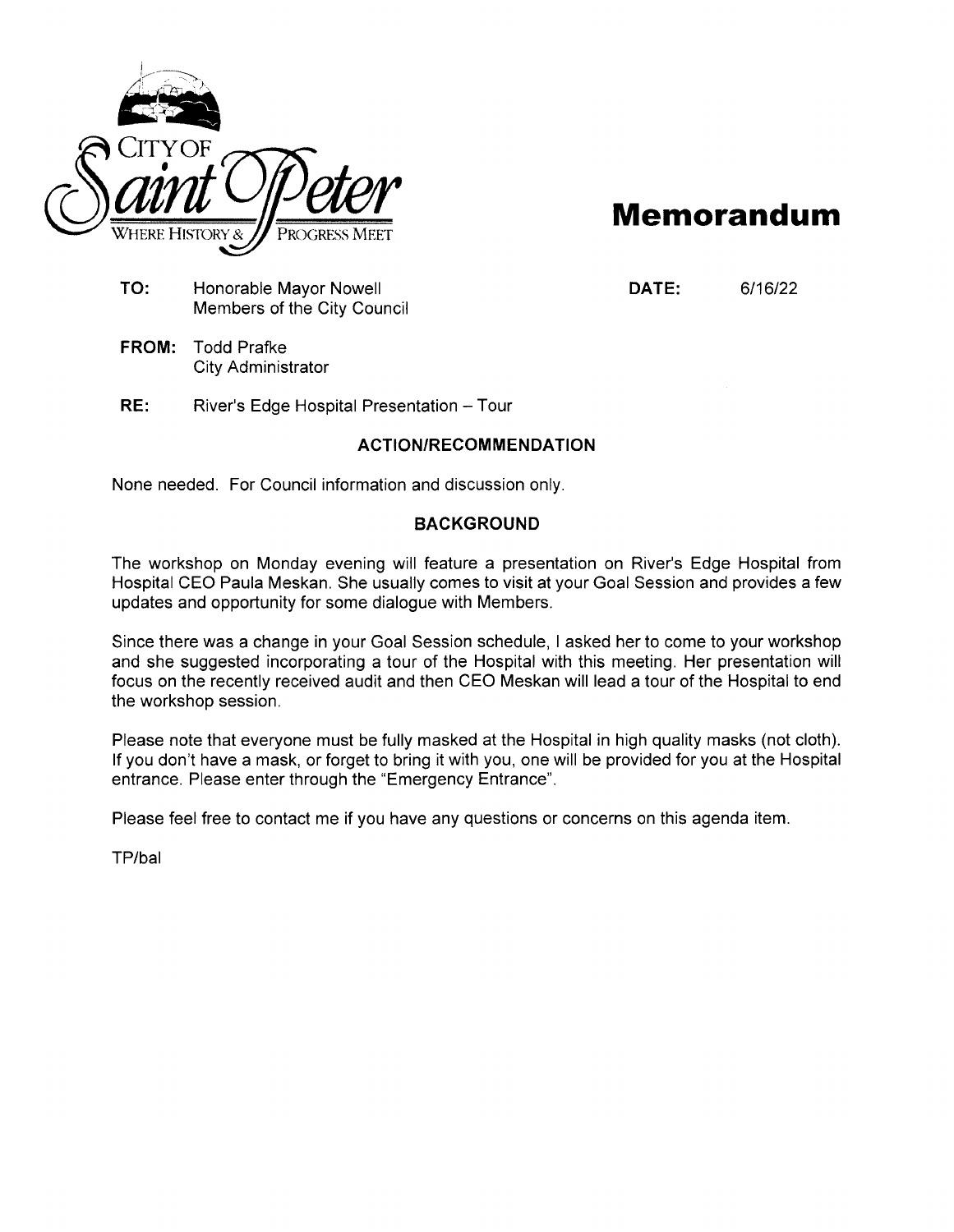CITY OF
Saint Peter
WHERE HISTORY & PROGRESS MEET

# Memorandum

**TO:** Honorable Mayor Nowell
Members of the City Council

**DATE:** 6/16/22

**FROM:** Todd Prafke
City Administrator

**RE:** River's Edge Hospital Presentation – Tour

## ACTION/RECOMMENDATION

None needed. For Council information and discussion only.

## BACKGROUND

The workshop on Monday evening will feature a presentation on River's Edge Hospital from Hospital CEO Paula Meskan. She usually comes to visit at your Goal Session and provides a few updates and opportunity for some dialogue with Members.

Since there was a change in your Goal Session schedule, I asked her to come to your workshop and she suggested incorporating a tour of the Hospital with this meeting. Her presentation will focus on the recently received audit and then CEO Meskan will lead a tour of the Hospital to end the workshop session.

Please note that everyone must be fully masked at the Hospital in high quality masks (not cloth). If you don't have a mask, or forget to bring it with you, one will be provided for you at the Hospital entrance. Please enter through the "Emergency Entrance".

Please feel free to contact me if you have any questions or concerns on this agenda item.

TP/bal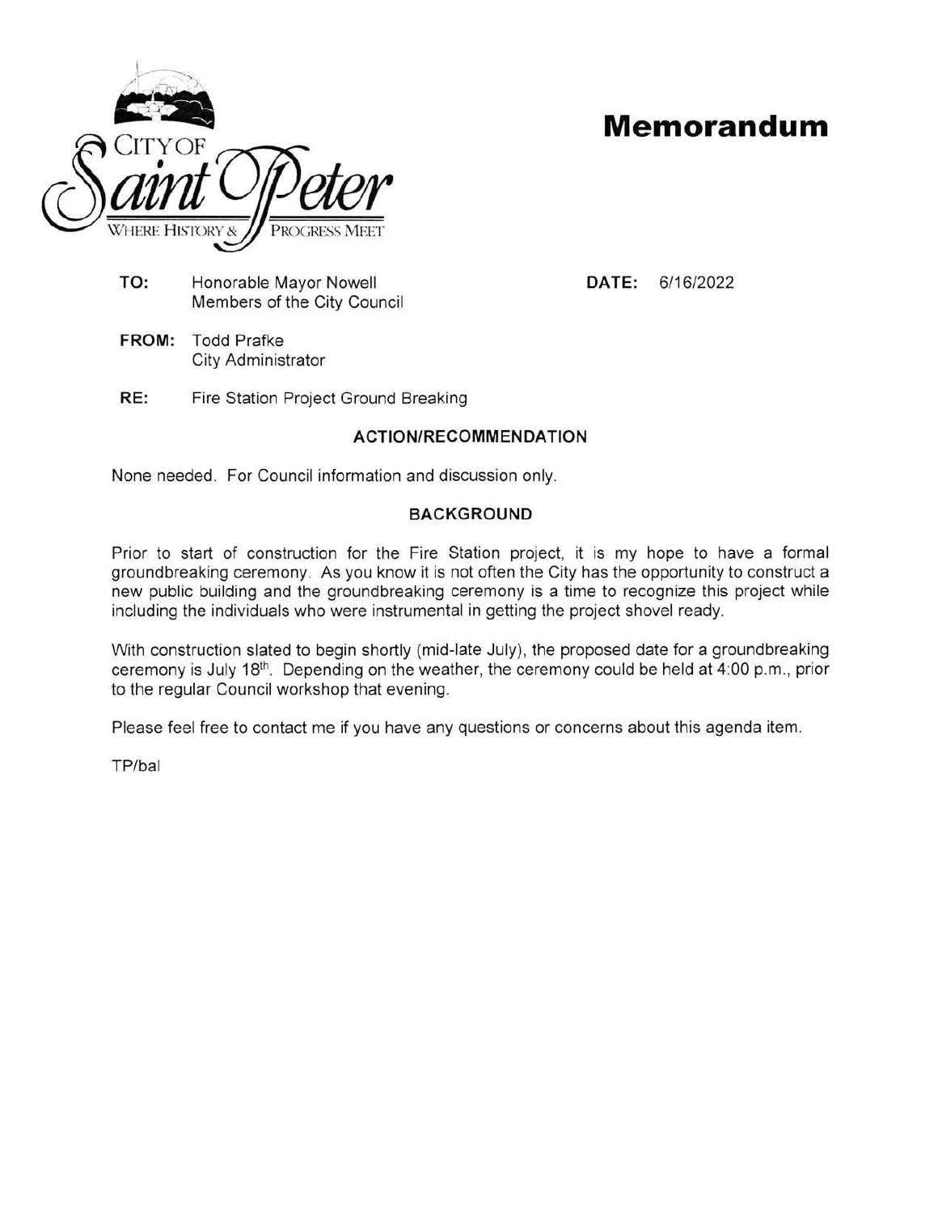CITY OF Saint Peter
WHERE HISTORY & PROGRESS MEET

# Memorandum

**TO:** Honorable Mayor Nowell
Members of the City Council

**DATE:** 6/16/2022

**FROM:** Todd Prafke
City Administrator

**RE:** Fire Station Project Ground Breaking

## ACTION/RECOMMENDATION

None needed. For Council information and discussion only.

## BACKGROUND

Prior to start of construction for the Fire Station project, it is my hope to have a formal groundbreaking ceremony. As you know it is not often the City has the opportunity to construct a new public building and the groundbreaking ceremony is a time to recognize this project while including the individuals who were instrumental in getting the project shovel ready.

With construction slated to begin shortly (mid-late July), the proposed date for a groundbreaking ceremony is July 18th. Depending on the weather, the ceremony could be held at 4:00 p.m., prior to the regular Council workshop that evening.

Please feel free to contact me if you have any questions or concerns about this agenda item.

TP/bal